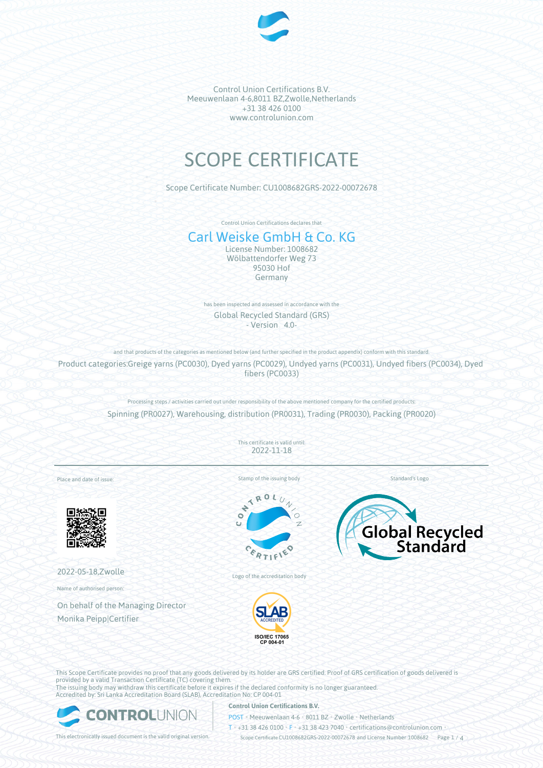Control Union Certifications B.V.
Meeuwenlaan 4-6,8011 BZ,Zwolle,Netherlands
+31 38 426 0100
www.controlunion.com

# SCOPE CERTIFICATE

Scope Certificate Number: CU1008682GRS-2022-00072678

Control Union Certifications declares that

## Carl Weiske GmbH & Co. KG

License Number: 1008682
Wölbattendorfer Weg 73
95030 Hof
Germany

has been inspected and assessed in accordance with the

Global Recycled Standard (GRS)
- Version 4.0-

and that products of the categories as mentioned below (and further specified in the product appendix) conform with this standard.

Product categories:Greige yarns (PC0030), Dyed yarns (PC0029), Undyed yarns (PC0031), Undyed fibers (PC0034), Dyed fibers (PC0033)

Processing steps / activities carried out under responsibility of the above mentioned company for the certified products:

Spinning (PR0027), Warehousing, distribution (PR0031), Trading (PR0030), Packing (PR0020)

This certificate is valid until:
2022-11-18

Place and date of issue:

2022-05-18,Zwolle

Name of authorised person:

On behalf of the Managing Director
Monika Peipp|Certifier

Stamp of the issuing body

Logo of the accreditation body

Standard's Logo

This Scope Certificate provides no proof that any goods delivered by its holder are GRS certified. Proof of GRS certification of goods delivered is provided by a valid Transaction Certificate (TC) covering them.
The issuing body may withdraw this certificate before it expires if the declared conformity is no longer guaranteed.
Accredited by: Sri Lanka Accreditation Board (SLAB), Accreditation No: CP 004-01

This electronically issued document is the valid original version.

**Control Union Certifications B.V.**
POST • Meeuwenlaan 4-6 • 8011 BZ • Zwolle • Netherlands
T • +31 38 426 0100 • F • +31 38 423 7040 • certifications@controlunion.com •
Scope Certificate CU1008682GRS-2022-00072678 and License Number 1008682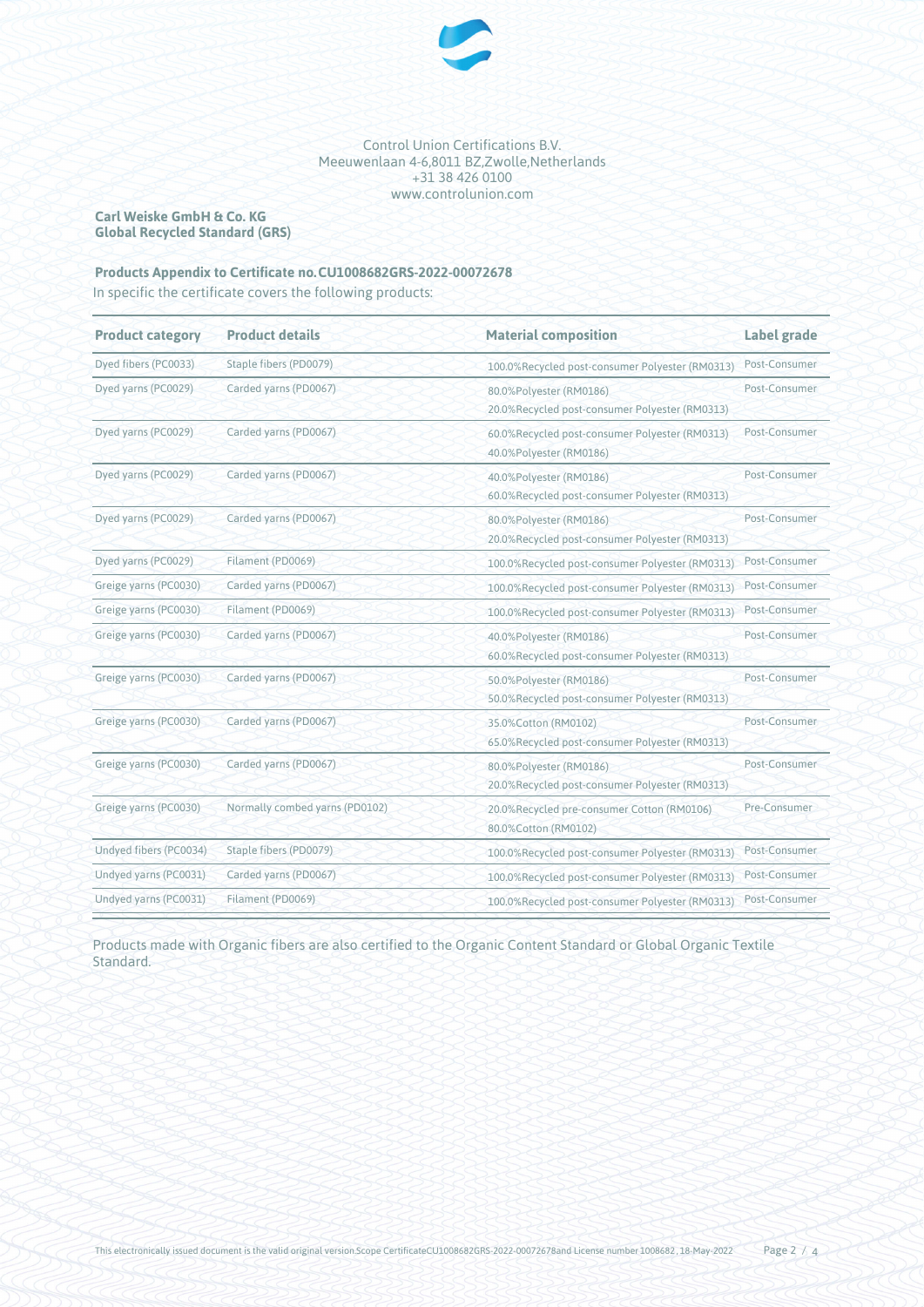Control Union Certifications B.V.
Meeuwenlaan 4-6,8011 BZ,Zwolle,Netherlands
+31 38 426 0100
www.controlunion.com

**Carl Weiske GmbH & Co. KG**
**Global Recycled Standard (GRS)**

**Products Appendix to Certificate no. CU1008682GRS-2022-00072678**

In specific the certificate covers the following products:

| Product category | Product details | Material composition | Label grade |
|---|---|---|---|
| Dyed fibers (PC0033) | Staple fibers (PD0079) | 100.0%Recycled post-consumer Polyester (RM0313) | Post-Consumer |
| Dyed yarns (PC0029) | Carded yarns (PD0067) | 80.0%Polyester (RM0186)<br>20.0%Recycled post-consumer Polyester (RM0313) | Post-Consumer |
| Dyed yarns (PC0029) | Carded yarns (PD0067) | 60.0%Recycled post-consumer Polyester (RM0313)<br>40.0%Polyester (RM0186) | Post-Consumer |
| Dyed yarns (PC0029) | Carded yarns (PD0067) | 40.0%Polyester (RM0186)<br>60.0%Recycled post-consumer Polyester (RM0313) | Post-Consumer |
| Dyed yarns (PC0029) | Carded yarns (PD0067) | 80.0%Polyester (RM0186)<br>20.0%Recycled post-consumer Polyester (RM0313) | Post-Consumer |
| Dyed yarns (PC0029) | Filament (PD0069) | 100.0%Recycled post-consumer Polyester (RM0313) | Post-Consumer |
| Greige yarns (PC0030) | Carded yarns (PD0067) | 100.0%Recycled post-consumer Polyester (RM0313) | Post-Consumer |
| Greige yarns (PC0030) | Filament (PD0069) | 100.0%Recycled post-consumer Polyester (RM0313) | Post-Consumer |
| Greige yarns (PC0030) | Carded yarns (PD0067) | 40.0%Polyester (RM0186)<br>60.0%Recycled post-consumer Polyester (RM0313) | Post-Consumer |
| Greige yarns (PC0030) | Carded yarns (PD0067) | 50.0%Polyester (RM0186)<br>50.0%Recycled post-consumer Polyester (RM0313) | Post-Consumer |
| Greige yarns (PC0030) | Carded yarns (PD0067) | 35.0%Cotton (RM0102)<br>65.0%Recycled post-consumer Polyester (RM0313) | Post-Consumer |
| Greige yarns (PC0030) | Carded yarns (PD0067) | 80.0%Polyester (RM0186)<br>20.0%Recycled post-consumer Polyester (RM0313) | Post-Consumer |
| Greige yarns (PC0030) | Normally combed yarns (PD0102) | 20.0%Recycled pre-consumer Cotton (RM0106)<br>80.0%Cotton (RM0102) | Pre-Consumer |
| Undyed fibers (PC0034) | Staple fibers (PD0079) | 100.0%Recycled post-consumer Polyester (RM0313) | Post-Consumer |
| Undyed yarns (PC0031) | Carded yarns (PD0067) | 100.0%Recycled post-consumer Polyester (RM0313) | Post-Consumer |
| Undyed yarns (PC0031) | Filament (PD0069) | 100.0%Recycled post-consumer Polyester (RM0313) | Post-Consumer |

Products made with Organic fibers are also certified to the Organic Content Standard or Global Organic Textile Standard.

This electronically issued document is the valid original version.Scope CertificateCU1008682GRS-2022-00072678and License number 1008682, 18-May-2022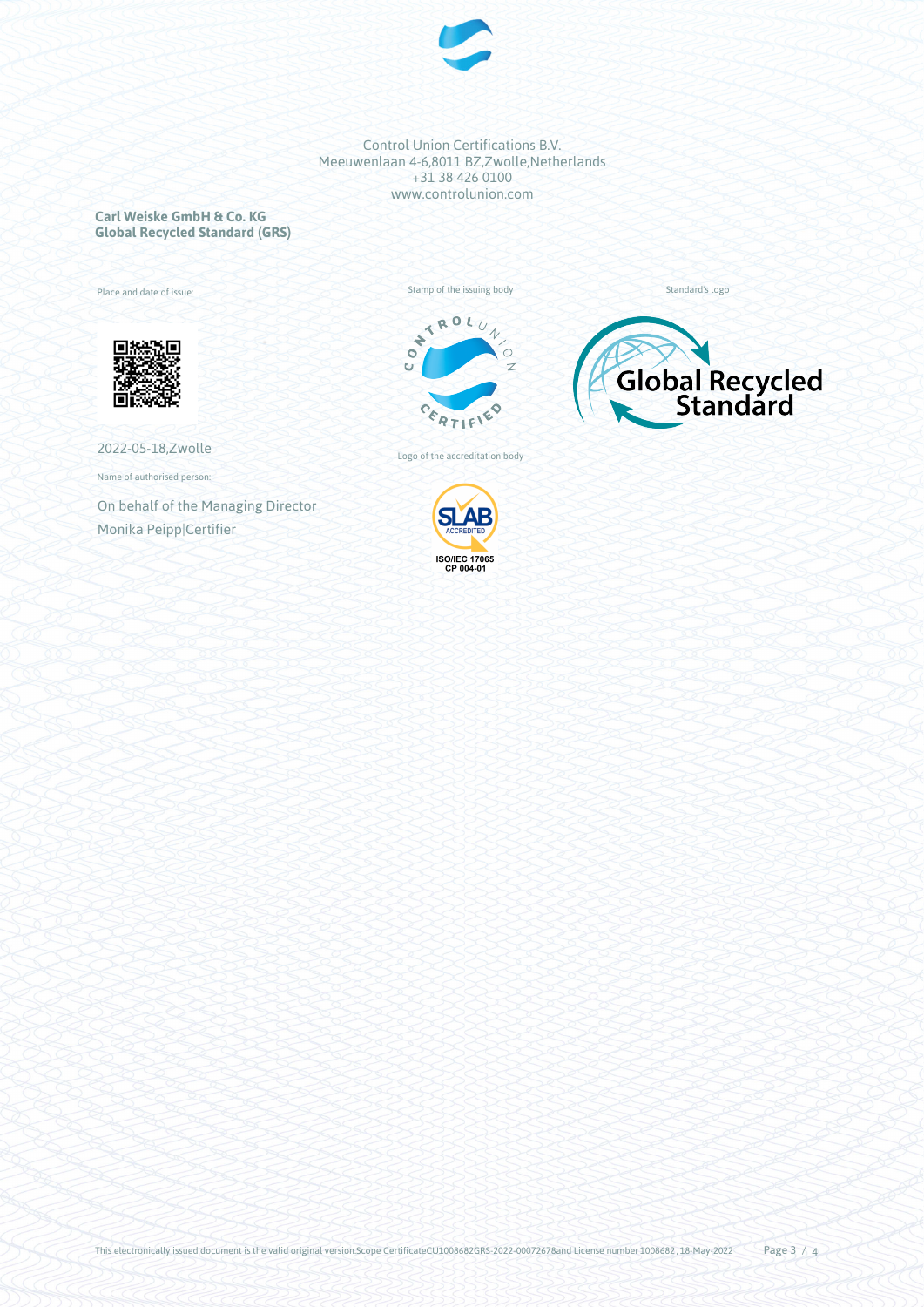Control Union Certifications B.V.
Meeuwenlaan 4-6,8011 BZ,Zwolle,Netherlands
+31 38 426 0100
www.controlunion.com

**Carl Weiske GmbH & Co. KG**
**Global Recycled Standard (GRS)**

Place and date of issue:

2022-05-18,Zwolle

Name of authorised person:

On behalf of the Managing Director
Monika Peipp|Certifier

Stamp of the issuing body

Logo of the accreditation body

ISO/IEC 17065
CP 004-01

Standard's logo

This electronically issued document is the valid original version Scope CertificateCU1008682GRS-2022-00072678and License number 1008682, 18-May-2022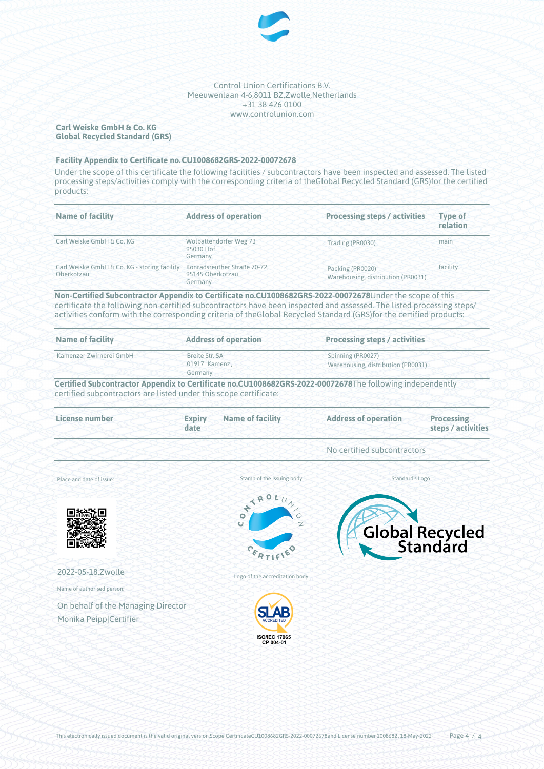Control Union Certifications B.V.
Meeuwenlaan 4-6,8011 BZ,Zwolle,Netherlands
+31 38 426 0100
www.controlunion.com

**Carl Weiske GmbH & Co. KG**
**Global Recycled Standard (GRS)**

### Facility Appendix to Certificate no. CU1008682GRS-2022-00072678

Under the scope of this certificate the following facilities / subcontractors have been inspected and assessed. The listed processing steps/activities comply with the corresponding criteria of theGlobal Recycled Standard (GRS)for the certified products:

| Name of facility | Address of operation | Processing steps / activities | Type of relation |
|---|---|---|---|
| Carl Weiske GmbH & Co. KG | Wölbattendorfer Weg 73<br>95030 Hof<br>Germany | Trading (PR0030) | main |
| Carl Weiske GmbH & Co. KG - storing facility Oberkotzau | Konradsreuther Straße 70-72<br>95145 Oberkotzau<br>Germany | Packing (PR0020)<br>Warehousing, distribution (PR0031) | facility |

**Non-Certified Subcontractor Appendix to Certificate no.CU1008682GRS-2022-00072678**Under the scope of this certificate the following non-certified subcontractors have been inspected and assessed. The listed processing steps/ activities conform with the corresponding criteria of theGlobal Recycled Standard (GRS)for the certified products:

| Name of facility | Address of operation | Processing steps / activities |
|---|---|---|
| Kamenzer Zwirnerei GmbH | Breite Str. 5A<br>01917 Kamenz,<br>Germany | Spinning (PR0027)<br>Warehousing, distribution (PR0031) |

**Certified Subcontractor Appendix to Certificate no.CU1008682GRS-2022-00072678**The following independently certified subcontractors are listed under this scope certificate:

| License number | Expiry date | Name of facility | Address of operation | Processing steps / activities |
|---|---|---|---|---|
| | | | No certified subcontractors | |

Place and date of issue:

2022-05-18,Zwolle

Name of authorised person:

On behalf of the Managing Director
Monika Peipp|Certifier

Stamp of the issuing body

Logo of the accreditation body

ISO/IEC 17065
CP 004-01

Standard's Logo

This electronically issued document is the valid original version.Scope CertificateCU1008682GRS-2022-00072678and License number 1008682, 18-May-2022